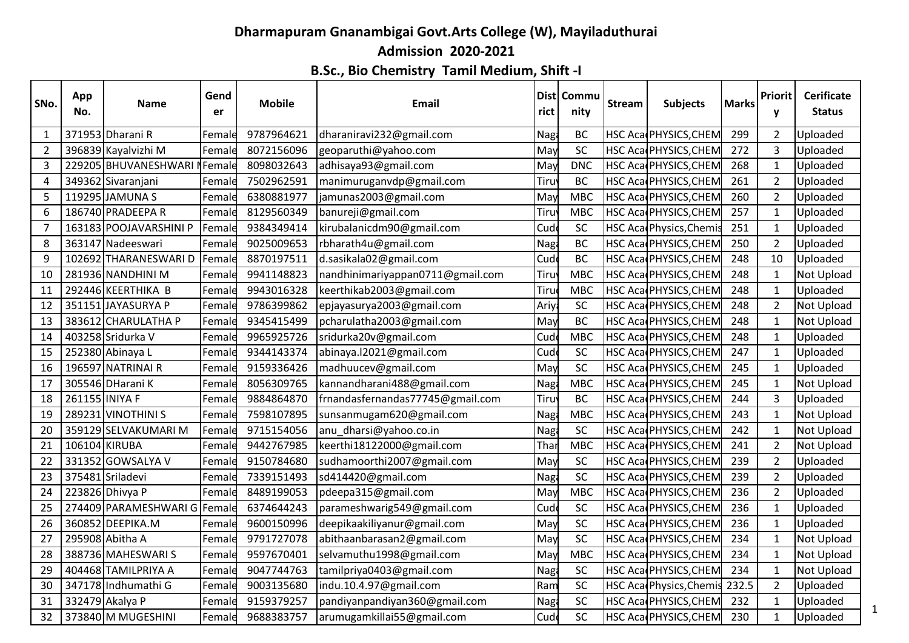# Dharmapuram Gnanambigai Govt.Arts College (W), Mayiladuthurai

## Admission 2020-2021

### B.Sc., Bio Chemistry Tamil Medium, Shift -I

| SNo. | App No. | Name | Gender | Mobile | Email | District | Community | Stream | Subjects | Marks | Priority | Cerificate Status |
|---|---|---|---|---|---|---|---|---|---|---|---|---|
| 1 | 371953 | Dharani R | Female | 9787964621 | dharaniravi232@gmail.com | Naga | BC | HSC Aca | PHYSICS,CHEM | 299 | 2 | Uploaded |
| 2 | 396839 | Kayalvizhi M | Female | 8072156096 | geoparuthi@yahoo.com | May | SC | HSC Aca | PHYSICS,CHEM | 272 | 3 | Uploaded |
| 3 | 229205 | BHUVANESHWARI M | Female | 8098032643 | adhisaya93@gmail.com | May | DNC | HSC Aca | PHYSICS,CHEM | 268 | 1 | Uploaded |
| 4 | 349362 | Sivaranjani | Female | 7502962591 | manimuruganvdp@gmail.com | Tiru | BC | HSC Aca | PHYSICS,CHEM | 261 | 2 | Uploaded |
| 5 | 119295 | JAMUNA S | Female | 6380881977 | jamunas2003@gmail.com | May | MBC | HSC Aca | PHYSICS,CHEM | 260 | 2 | Uploaded |
| 6 | 186740 | PRADEEPA R | Female | 8129560349 | banureji@gmail.com | Tiru | MBC | HSC Aca | PHYSICS,CHEM | 257 | 1 | Uploaded |
| 7 | 163183 | POOJAVARSHINI P | Female | 9384349414 | kirubalanicdm90@gmail.com | Cud | SC | HSC Aca | Physics,Chemis | 251 | 1 | Uploaded |
| 8 | 363147 | Nadeeswari | Female | 9025009653 | rbharath4u@gmail.com | Naga | BC | HSC Aca | PHYSICS,CHEM | 250 | 2 | Uploaded |
| 9 | 102692 | THARANESWARI D | Female | 8870197511 | d.sasikala02@gmail.com | Cud | BC | HSC Aca | PHYSICS,CHEM | 248 | 10 | Uploaded |
| 10 | 281936 | NANDHINI M | Female | 9941148823 | nandhinimariyappan0711@gmail.com | Tiru | MBC | HSC Aca | PHYSICS,CHEM | 248 | 1 | Not Upload |
| 11 | 292446 | KEERTHIKA B | Female | 9943016328 | keerthikab2003@gmail.com | Tiru | MBC | HSC Aca | PHYSICS,CHEM | 248 | 1 | Uploaded |
| 12 | 351151 | JAYASURYA P | Female | 9786399862 | epjayasurya2003@gmail.com | Ariy | SC | HSC Aca | PHYSICS,CHEM | 248 | 2 | Not Upload |
| 13 | 383612 | CHARULATHA P | Female | 9345415499 | pcharulatha2003@gmail.com | May | BC | HSC Aca | PHYSICS,CHEM | 248 | 1 | Not Upload |
| 14 | 403258 | Sridurka V | Female | 9965925726 | sridurka20v@gmail.com | Cud | MBC | HSC Aca | PHYSICS,CHEM | 248 | 1 | Uploaded |
| 15 | 252380 | Abinaya L | Female | 9344143374 | abinaya.l2021@gmail.com | Cud | SC | HSC Aca | PHYSICS,CHEM | 247 | 1 | Uploaded |
| 16 | 196597 | NATRINAI R | Female | 9159336426 | madhuucev@gmail.com | May | SC | HSC Aca | PHYSICS,CHEM | 245 | 1 | Uploaded |
| 17 | 305546 | DHarani K | Female | 8056309765 | kannandharani488@gmail.com | Naga | MBC | HSC Aca | PHYSICS,CHEM | 245 | 1 | Not Upload |
| 18 | 261155 | INIYA F | Female | 9884864870 | frnandasfernandas77745@gmail.com | Tiru | BC | HSC Aca | PHYSICS,CHEM | 244 | 3 | Uploaded |
| 19 | 289231 | VINOTHINI S | Female | 7598107895 | sunsanmugam620@gmail.com | Naga | MBC | HSC Aca | PHYSICS,CHEM | 243 | 1 | Not Upload |
| 20 | 359129 | SELVAKUMARI M | Female | 9715154056 | anu_dharsi@yahoo.co.in | Naga | SC | HSC Aca | PHYSICS,CHEM | 242 | 1 | Not Upload |
| 21 | 106104 | KIRUBA | Female | 9442767985 | keerthi18122000@gmail.com | Thar | MBC | HSC Aca | PHYSICS,CHEM | 241 | 2 | Not Upload |
| 22 | 331352 | GOWSALYA V | Female | 9150784680 | sudhamoorthi2007@gmail.com | May | SC | HSC Aca | PHYSICS,CHEM | 239 | 2 | Uploaded |
| 23 | 375481 | Sriladevi | Female | 7339151493 | sd414420@gmail.com | Naga | SC | HSC Aca | PHYSICS,CHEM | 239 | 2 | Uploaded |
| 24 | 223826 | Dhivya P | Female | 8489199053 | pdeepa315@gmail.com | May | MBC | HSC Aca | PHYSICS,CHEM | 236 | 2 | Uploaded |
| 25 | 274409 | PARAMESHWARI G | Female | 6374644243 | parameshwarig549@gmail.com | Cud | SC | HSC Aca | PHYSICS,CHEM | 236 | 1 | Uploaded |
| 26 | 360852 | DEEPIKA.M | Female | 9600150996 | deepikaakiliyanur@gmail.com | May | SC | HSC Aca | PHYSICS,CHEM | 236 | 1 | Uploaded |
| 27 | 295908 | Abitha A | Female | 9791727078 | abithaanbarasan2@gmail.com | May | SC | HSC Aca | PHYSICS,CHEM | 234 | 1 | Not Upload |
| 28 | 388736 | MAHESWARI S | Female | 9597670401 | selvamuthu1998@gmail.com | May | MBC | HSC Aca | PHYSICS,CHEM | 234 | 1 | Not Upload |
| 29 | 404468 | TAMILPRIYA A | Female | 9047744763 | tamilpriya0403@gmail.com | Naga | SC | HSC Aca | PHYSICS,CHEM | 234 | 1 | Not Upload |
| 30 | 347178 | Indhumathi G | Female | 9003135680 | indu.10.4.97@gmail.com | Ram | SC | HSC Aca | Physics,Chemis | 232.5 | 2 | Uploaded |
| 31 | 332479 | Akalya P | Female | 9159379257 | pandiyanpandiyan360@gmail.com | Naga | SC | HSC Aca | PHYSICS,CHEM | 232 | 1 | Uploaded |
| 32 | 373840 | M MUGESHINI | Female | 9688383757 | arumugamkillai55@gmail.com | Cud | SC | HSC Aca | PHYSICS,CHEM | 230 | 1 | Uploaded |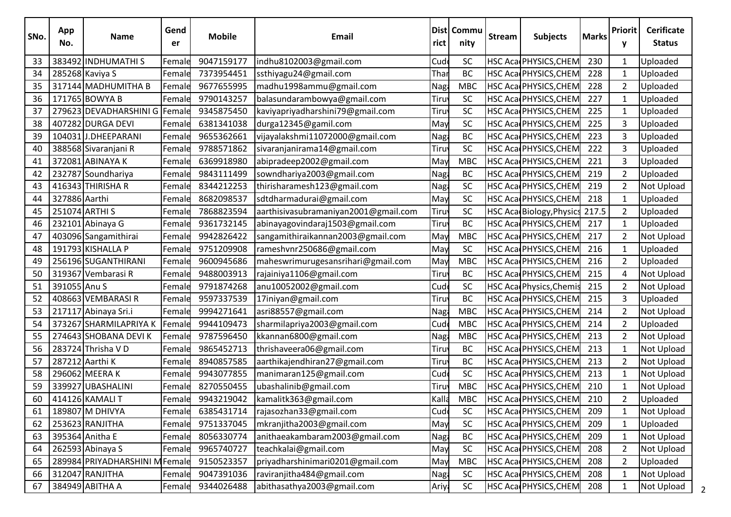| SNo. | App No. | Name | Gender | Mobile | Email | District | Community | Stream | Subjects | Marks | Priority | Cerificate Status |
|---|---|---|---|---|---|---|---|---|---|---|---|---|
| 33 | 383492 | INDHUMATHI S | Female | 9047159177 | indhu8102003@gmail.com | Cud | SC | HSC Aca | PHYSICS,CHEM | 230 | 1 | Uploaded |
| 34 | 285268 | Kaviya S | Female | 7373954451 | ssthiyagu24@gmail.com | Thar | BC | HSC Aca | PHYSICS,CHEM | 228 | 1 | Uploaded |
| 35 | 317144 | MADHUMITHA B | Female | 9677655995 | madhu1998ammu@gmail.com | Nag | MBC | HSC Aca | PHYSICS,CHEM | 228 | 2 | Uploaded |
| 36 | 171765 | BOWYA B | Female | 9790143257 | balasundarambowya@gmail.com | Tiru | SC | HSC Aca | PHYSICS,CHEM | 227 | 1 | Uploaded |
| 37 | 279623 | DEVADHARSHINI G | Female | 9345875450 | kaviyapriyadharshini79@gmail.com | Tiru | SC | HSC Aca | PHYSICS,CHEM | 225 | 1 | Uploaded |
| 38 | 407282 | DURGA DEVI | Female | 6381341038 | durga12345@gamil.com | May | SC | HSC Aca | PHYSICS,CHEM | 225 | 3 | Uploaded |
| 39 | 104031 | J.DHEEPARANI | Female | 9655362661 | vijayalakshmi11072000@gmail.com | Nag | BC | HSC Aca | PHYSICS,CHEM | 223 | 3 | Uploaded |
| 40 | 388568 | Sivaranjani R | Female | 9788571862 | sivaranjanirama14@gmail.com | Tiru | SC | HSC Aca | PHYSICS,CHEM | 222 | 3 | Uploaded |
| 41 | 372081 | ABINAYA K | Female | 6369918980 | abipradeep2002@gmail.com | May | MBC | HSC Aca | PHYSICS,CHEM | 221 | 3 | Uploaded |
| 42 | 232787 | Soundhariya | Female | 9843111499 | sowndhariya2003@gmail.com | Nag | BC | HSC Aca | PHYSICS,CHEM | 219 | 2 | Uploaded |
| 43 | 416343 | THIRISHA R | Female | 8344212253 | thirisharamesh123@gmail.com | Nag | SC | HSC Aca | PHYSICS,CHEM | 219 | 2 | Not Upload |
| 44 | 327886 | Aarthi | Female | 8682098537 | sdtdharmadurai@gmail.com | May | SC | HSC Aca | PHYSICS,CHEM | 218 | 1 | Uploaded |
| 45 | 251074 | ARTHI S | Female | 7868823594 | aarthisivasubramaniyan2001@gmail.com | Tiru | SC | HSC Aca | Biology,Physics | 217.5 | 2 | Uploaded |
| 46 | 232101 | Abinaya G | Female | 9361732145 | abinayagovindaraj1503@gmail.com | Tiru | BC | HSC Aca | PHYSICS,CHEM | 217 | 1 | Uploaded |
| 47 | 403096 | Sangamithirai | Female | 9942826422 | sangamithiraikannan2003@gmail.com | May | MBC | HSC Aca | PHYSICS,CHEM | 217 | 2 | Not Upload |
| 48 | 191793 | KISHALLA P | Female | 9751209908 | rameshvnr250686@gmail.com | May | SC | HSC Aca | PHYSICS,CHEM | 216 | 1 | Uploaded |
| 49 | 256196 | SUGANTHIRANI | Female | 9600945686 | maheswrimurugesansrihari@gmail.com | May | MBC | HSC Aca | PHYSICS,CHEM | 216 | 2 | Uploaded |
| 50 | 319367 | Vembarasi R | Female | 9488003913 | rajainiya1106@gmail.com | Tiru | BC | HSC Aca | PHYSICS,CHEM | 215 | 4 | Not Upload |
| 51 | 391055 | Anu S | Female | 9791874268 | anu10052002@gmail.com | Cud | SC | HSC Aca | Physics,Chemis | 215 | 2 | Not Upload |
| 52 | 408663 | VEMBARASI R | Female | 9597337539 | 17iniyan@gmail.com | Tiru | BC | HSC Aca | PHYSICS,CHEM | 215 | 3 | Uploaded |
| 53 | 217117 | Abinaya Sri.i | Female | 9994271641 | asri88557@gmail.com | Nag | MBC | HSC Aca | PHYSICS,CHEM | 214 | 2 | Not Upload |
| 54 | 373267 | SHARMILAPRIYA K | Female | 9944109473 | sharmilapriya2003@gmail.com | Cud | MBC | HSC Aca | PHYSICS,CHEM | 214 | 2 | Uploaded |
| 55 | 274643 | SHOBANA DEVI K | Female | 9787596450 | kkannan6800@gmail.com | Nag | MBC | HSC Aca | PHYSICS,CHEM | 213 | 2 | Not Upload |
| 56 | 283724 | Thrisha V D | Female | 9865452713 | thrishaveera06@gmail.com | Tiru | BC | HSC Aca | PHYSICS,CHEM | 213 | 1 | Not Upload |
| 57 | 287212 | Aarthi K | Female | 8940857585 | aarthikajendhiran27@gmail.com | Tiru | BC | HSC Aca | PHYSICS,CHEM | 213 | 2 | Not Upload |
| 58 | 296062 | MEERA K | Female | 9943077855 | manimaran125@gmail.com | Cud | SC | HSC Aca | PHYSICS,CHEM | 213 | 1 | Not Upload |
| 59 | 339927 | UBASHALINI | Female | 8270550455 | ubashalinib@gmail.com | Tiru | MBC | HSC Aca | PHYSICS,CHEM | 210 | 1 | Not Upload |
| 60 | 414126 | KAMALI T | Female | 9943219042 | kamalitk363@gmail.com | Kalla | MBC | HSC Aca | PHYSICS,CHEM | 210 | 2 | Uploaded |
| 61 | 189807 | M DHIVYA | Female | 6385431714 | rajasozhan33@gmail.com | Cud | SC | HSC Aca | PHYSICS,CHEM | 209 | 1 | Not Upload |
| 62 | 253623 | RANJITHA | Female | 9751337045 | mkranjitha2003@gmail.com | May | SC | HSC Aca | PHYSICS,CHEM | 209 | 1 | Uploaded |
| 63 | 395364 | Anitha E | Female | 8056330774 | anithaeakambaram2003@gmail.com | Nag | BC | HSC Aca | PHYSICS,CHEM | 209 | 1 | Not Upload |
| 64 | 262593 | Abinaya S | Female | 9965740727 | teachkalai@gmail.com | May | SC | HSC Aca | PHYSICS,CHEM | 208 | 2 | Not Upload |
| 65 | 289984 | PRIYADHARSHINI M | Female | 9150523357 | priyadharshinimari0201@gmail.com | May | MBC | HSC Aca | PHYSICS,CHEM | 208 | 2 | Uploaded |
| 66 | 312047 | RANJITHA | Female | 9047391036 | raviranjitha484@gmail.com | Nag | SC | HSC Aca | PHYSICS,CHEM | 208 | 1 | Not Upload |
| 67 | 384949 | ABITHA A | Female | 9344026488 | abithasathya2003@gmail.com | Ariy | SC | HSC Aca | PHYSICS,CHEM | 208 | 1 | Not Upload |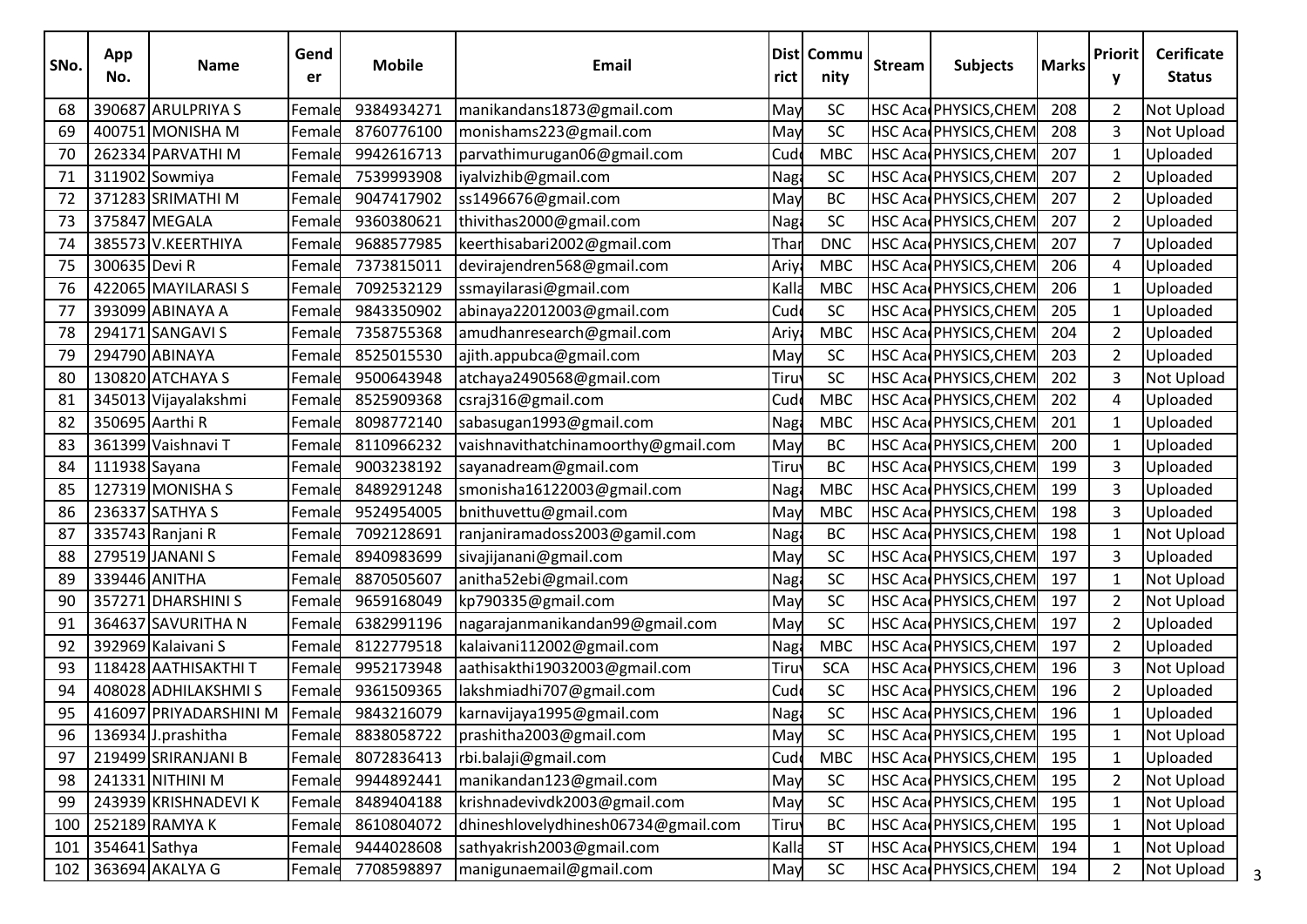| SNo. | App No. | Name | Gender | Mobile | Email | District | Community | Stream | Subjects | Marks | Priority | Cerificate Status |
|---|---|---|---|---|---|---|---|---|---|---|---|---|
| 68 | 390687 | ARULPRIYA S | Female | 9384934271 | manikandans1873@gmail.com | May | SC | HSC Aca | PHYSICS,CHEM | 208 | 2 | Not Upload |
| 69 | 400751 | MONISHA M | Female | 8760776100 | monishams223@gmail.com | May | SC | HSC Aca | PHYSICS,CHEM | 208 | 3 | Not Upload |
| 70 | 262334 | PARVATHI M | Female | 9942616713 | parvathimurugan06@gmail.com | Cud | MBC | HSC Aca | PHYSICS,CHEM | 207 | 1 | Uploaded |
| 71 | 311902 | Sowmiya | Female | 7539993908 | iyalvizhib@gmail.com | Nag | SC | HSC Aca | PHYSICS,CHEM | 207 | 2 | Uploaded |
| 72 | 371283 | SRIMATHI M | Female | 9047417902 | ss1496676@gmail.com | May | BC | HSC Aca | PHYSICS,CHEM | 207 | 2 | Uploaded |
| 73 | 375847 | MEGALA | Female | 9360380621 | thivithas2000@gmail.com | Nag | SC | HSC Aca | PHYSICS,CHEM | 207 | 2 | Uploaded |
| 74 | 385573 | V.KEERTHIYA | Female | 9688577985 | keerthisabari2002@gmail.com | Thar | DNC | HSC Aca | PHYSICS,CHEM | 207 | 7 | Uploaded |
| 75 | 300635 | Devi R | Female | 7373815011 | devirajendren568@gmail.com | Ariy | MBC | HSC Aca | PHYSICS,CHEM | 206 | 4 | Uploaded |
| 76 | 422065 | MAYILARASI S | Female | 7092532129 | ssmayilarasi@gmail.com | Kalla | MBC | HSC Aca | PHYSICS,CHEM | 206 | 1 | Uploaded |
| 77 | 393099 | ABINAYA A | Female | 9843350902 | abinaya22012003@gmail.com | Cud | SC | HSC Aca | PHYSICS,CHEM | 205 | 1 | Uploaded |
| 78 | 294171 | SANGAVI S | Female | 7358755368 | amudhanresearch@gmail.com | Ariy | MBC | HSC Aca | PHYSICS,CHEM | 204 | 2 | Uploaded |
| 79 | 294790 | ABINAYA | Female | 8525015530 | ajith.appubca@gmail.com | May | SC | HSC Aca | PHYSICS,CHEM | 203 | 2 | Uploaded |
| 80 | 130820 | ATCHAYA S | Female | 9500643948 | atchaya2490568@gmail.com | Tiru | SC | HSC Aca | PHYSICS,CHEM | 202 | 3 | Not Upload |
| 81 | 345013 | Vijayalakshmi | Female | 8525909368 | csraj316@gmail.com | Cud | MBC | HSC Aca | PHYSICS,CHEM | 202 | 4 | Uploaded |
| 82 | 350695 | Aarthi R | Female | 8098772140 | sabasugan1993@gmail.com | Nag | MBC | HSC Aca | PHYSICS,CHEM | 201 | 1 | Uploaded |
| 83 | 361399 | Vaishnavi T | Female | 8110966232 | vaishnavithatchinamoorthy@gmail.com | May | BC | HSC Aca | PHYSICS,CHEM | 200 | 1 | Uploaded |
| 84 | 111938 | Sayana | Female | 9003238192 | sayanadream@gmail.com | Tiru | BC | HSC Aca | PHYSICS,CHEM | 199 | 3 | Uploaded |
| 85 | 127319 | MONISHA S | Female | 8489291248 | smonisha16122003@gmail.com | Nag | MBC | HSC Aca | PHYSICS,CHEM | 199 | 3 | Uploaded |
| 86 | 236337 | SATHYA S | Female | 9524954005 | bnithuvettu@gmail.com | May | MBC | HSC Aca | PHYSICS,CHEM | 198 | 3 | Uploaded |
| 87 | 335743 | Ranjani R | Female | 7092128691 | ranjaniramadoss2003@gamil.com | Nag | BC | HSC Aca | PHYSICS,CHEM | 198 | 1 | Not Upload |
| 88 | 279519 | JANANI S | Female | 8940983699 | sivajijanani@gmail.com | May | SC | HSC Aca | PHYSICS,CHEM | 197 | 3 | Uploaded |
| 89 | 339446 | ANITHA | Female | 8870505607 | anitha52ebi@gmail.com | Nag | SC | HSC Aca | PHYSICS,CHEM | 197 | 1 | Not Upload |
| 90 | 357271 | DHARSHINI S | Female | 9659168049 | kp790335@gmail.com | May | SC | HSC Aca | PHYSICS,CHEM | 197 | 2 | Not Upload |
| 91 | 364637 | SAVURITHA N | Female | 6382991196 | nagarajanmanikandan99@gmail.com | May | SC | HSC Aca | PHYSICS,CHEM | 197 | 2 | Uploaded |
| 92 | 392969 | Kalaivani S | Female | 8122779518 | kalaivani112002@gmail.com | Nag | MBC | HSC Aca | PHYSICS,CHEM | 197 | 2 | Uploaded |
| 93 | 118428 | AATHISAKTHI T | Female | 9952173948 | aathisakthi19032003@gmail.com | Tiru | SCA | HSC Aca | PHYSICS,CHEM | 196 | 3 | Not Upload |
| 94 | 408028 | ADHILAKSHMI S | Female | 9361509365 | lakshmiadhi707@gmail.com | Cud | SC | HSC Aca | PHYSICS,CHEM | 196 | 2 | Uploaded |
| 95 | 416097 | PRIYADARSHINI M | Female | 9843216079 | karnavijaya1995@gmail.com | Nag | SC | HSC Aca | PHYSICS,CHEM | 196 | 1 | Uploaded |
| 96 | 136934 | J.prashitha | Female | 8838058722 | prashitha2003@gmail.com | May | SC | HSC Aca | PHYSICS,CHEM | 195 | 1 | Not Upload |
| 97 | 219499 | SRIRANJANI B | Female | 8072836413 | rbi.balaji@gmail.com | Cud | MBC | HSC Aca | PHYSICS,CHEM | 195 | 1 | Uploaded |
| 98 | 241331 | NITHINI M | Female | 9944892441 | manikandan123@gmail.com | May | SC | HSC Aca | PHYSICS,CHEM | 195 | 2 | Not Upload |
| 99 | 243939 | KRISHNADEVI K | Female | 8489404188 | krishnadevivdk2003@gmail.com | May | SC | HSC Aca | PHYSICS,CHEM | 195 | 1 | Not Upload |
| 100 | 252189 | RAMYA K | Female | 8610804072 | dhineshlovelydhinesh06734@gmail.com | Tiru | BC | HSC Aca | PHYSICS,CHEM | 195 | 1 | Not Upload |
| 101 | 354641 | Sathya | Female | 9444028608 | sathyakrish2003@gmail.com | Kalla | ST | HSC Aca | PHYSICS,CHEM | 194 | 1 | Not Upload |
| 102 | 363694 | AKALYA G | Female | 7708598897 | manigunaemail@gmail.com | May | SC | HSC Aca | PHYSICS,CHEM | 194 | 2 | Not Upload |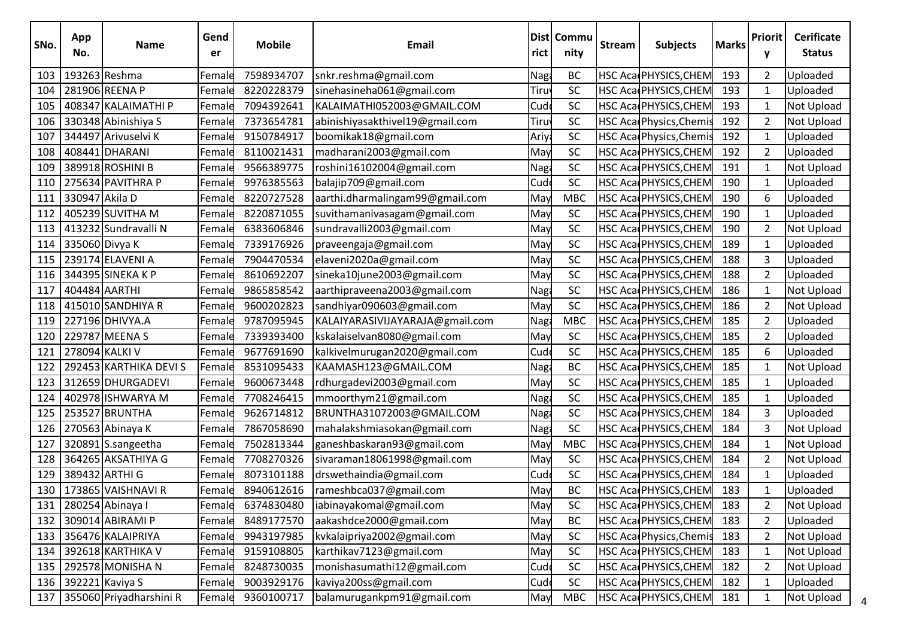| SNo. | App No. | Name | Gender | Mobile | Email | District | Community | Stream | Subjects | Marks | Priority | Cerificate Status |
|---|---|---|---|---|---|---|---|---|---|---|---|---|
| 103 | 193263 | Reshma | Female | 7598934707 | snkr.reshma@gmail.com | Naga | BC | HSC Aca | PHYSICS,CHEM | 193 | 2 | Uploaded |
| 104 | 281906 | REENA P | Female | 8220228379 | sinehasineha061@gmail.com | Tiru | SC | HSC Aca | PHYSICS,CHEM | 193 | 1 | Uploaded |
| 105 | 408347 | KALAIMATHI P | Female | 7094392641 | KALAIMATHI052003@GMAIL.COM | Cud | SC | HSC Aca | PHYSICS,CHEM | 193 | 1 | Not Upload |
| 106 | 330348 | Abinishiya S | Female | 7373654781 | abinishiyasakthivel19@gmail.com | Tiru | SC | HSC Aca | Physics,Chemis | 192 | 2 | Not Upload |
| 107 | 344497 | Arivuselvi K | Female | 9150784917 | boomikak18@gmail.com | Ariy | SC | HSC Aca | Physics,Chemis | 192 | 1 | Uploaded |
| 108 | 408441 | DHARANI | Female | 8110021431 | madharani2003@gmail.com | May | SC | HSC Aca | PHYSICS,CHEM | 192 | 2 | Uploaded |
| 109 | 389918 | ROSHINI B | Female | 9566389775 | roshini16102004@gmail.com | Naga | SC | HSC Aca | PHYSICS,CHEM | 191 | 1 | Not Upload |
| 110 | 275634 | PAVITHRA P | Female | 9976385563 | balajip709@gmail.com | Cud | SC | HSC Aca | PHYSICS,CHEM | 190 | 1 | Uploaded |
| 111 | 330947 | Akila D | Female | 8220727528 | aarthi.dharmalingam99@gmail.com | May | MBC | HSC Aca | PHYSICS,CHEM | 190 | 6 | Uploaded |
| 112 | 405239 | SUVITHA M | Female | 8220871055 | suvithamanivasagam@gmail.com | May | SC | HSC Aca | PHYSICS,CHEM | 190 | 1 | Uploaded |
| 113 | 413232 | Sundravalli N | Female | 6383606846 | sundravalli2003@gmail.com | May | SC | HSC Aca | PHYSICS,CHEM | 190 | 2 | Not Upload |
| 114 | 335060 | Divya K | Female | 7339176926 | praveengaja@gmail.com | May | SC | HSC Aca | PHYSICS,CHEM | 189 | 1 | Uploaded |
| 115 | 239174 | ELAVENI A | Female | 7904470534 | elaveni2020a@gmail.com | May | SC | HSC Aca | PHYSICS,CHEM | 188 | 3 | Uploaded |
| 116 | 344395 | SINEKA K P | Female | 8610692207 | sineka10june2003@gmail.com | May | SC | HSC Aca | PHYSICS,CHEM | 188 | 2 | Uploaded |
| 117 | 404484 | AARTHI | Female | 9865858542 | aarthipraveena2003@gmail.com | Naga | SC | HSC Aca | PHYSICS,CHEM | 186 | 1 | Not Upload |
| 118 | 415010 | SANDHIYA R | Female | 9600202823 | sandhiyar090603@gmail.com | May | SC | HSC Aca | PHYSICS,CHEM | 186 | 2 | Not Upload |
| 119 | 227196 | DHIVYA.A | Female | 9787095945 | KALAIYARASIVIJAYARAJA@gmail.com | Naga | MBC | HSC Aca | PHYSICS,CHEM | 185 | 2 | Uploaded |
| 120 | 229787 | MEENA S | Female | 7339393400 | kskalaiselvan8080@gmail.com | May | SC | HSC Aca | PHYSICS,CHEM | 185 | 2 | Uploaded |
| 121 | 278094 | KALKI V | Female | 9677691690 | kalkivelmurugan2020@gmail.com | Cud | SC | HSC Aca | PHYSICS,CHEM | 185 | 6 | Uploaded |
| 122 | 292453 | KARTHIKA DEVI S | Female | 8531095433 | KAAMASH123@GMAIL.COM | Naga | BC | HSC Aca | PHYSICS,CHEM | 185 | 1 | Not Upload |
| 123 | 312659 | DHURGADEVI | Female | 9600673448 | rdhurgadevi2003@gmail.com | May | SC | HSC Aca | PHYSICS,CHEM | 185 | 1 | Uploaded |
| 124 | 402978 | ISHWARYA M | Female | 7708246415 | mmoorthym21@gmail.com | Naga | SC | HSC Aca | PHYSICS,CHEM | 185 | 1 | Uploaded |
| 125 | 253527 | BRUNTHA | Female | 9626714812 | BRUNTHA31072003@GMAIL.COM | Naga | SC | HSC Aca | PHYSICS,CHEM | 184 | 3 | Uploaded |
| 126 | 270563 | Abinaya K | Female | 7867058690 | mahalakshmiasokan@gmail.com | Naga | SC | HSC Aca | PHYSICS,CHEM | 184 | 3 | Not Upload |
| 127 | 320891 | S.sangeetha | Female | 7502813344 | ganeshbaskaran93@gmail.com | May | MBC | HSC Aca | PHYSICS,CHEM | 184 | 1 | Not Upload |
| 128 | 364265 | AKSATHIYA G | Female | 7708270326 | sivaraman18061998@gmail.com | May | SC | HSC Aca | PHYSICS,CHEM | 184 | 2 | Not Upload |
| 129 | 389432 | ARTHI G | Female | 8073101188 | drswethaindia@gmail.com | Cud | SC | HSC Aca | PHYSICS,CHEM | 184 | 1 | Uploaded |
| 130 | 173865 | VAISHNAVI R | Female | 8940612616 | rameshbca037@gmail.com | May | BC | HSC Aca | PHYSICS,CHEM | 183 | 1 | Uploaded |
| 131 | 280254 | Abinaya I | Female | 6374830480 | iabinayakomal@gmail.com | May | SC | HSC Aca | PHYSICS,CHEM | 183 | 2 | Not Upload |
| 132 | 309014 | ABIRAMI P | Female | 8489177570 | aakashdce2000@gmail.com | May | BC | HSC Aca | PHYSICS,CHEM | 183 | 2 | Uploaded |
| 133 | 356476 | KALAIPRIYA | Female | 9943197985 | kvkalaipriya2002@gmail.com | May | SC | HSC Aca | Physics,Chemis | 183 | 2 | Not Upload |
| 134 | 392618 | KARTHIKA V | Female | 9159108805 | karthikav7123@gmail.com | May | SC | HSC Aca | PHYSICS,CHEM | 183 | 1 | Not Upload |
| 135 | 292578 | MONISHA N | Female | 8248730035 | monishasumathi12@gmail.com | Cud | SC | HSC Aca | PHYSICS,CHEM | 182 | 2 | Not Upload |
| 136 | 392221 | Kaviya S | Female | 9003929176 | kaviya200ss@gmail.com | Cud | SC | HSC Aca | PHYSICS,CHEM | 182 | 1 | Uploaded |
| 137 | 355060 | Priyadharshini R | Female | 9360100717 | balamurugankpm91@gmail.com | May | MBC | HSC Aca | PHYSICS,CHEM | 181 | 1 | Not Upload |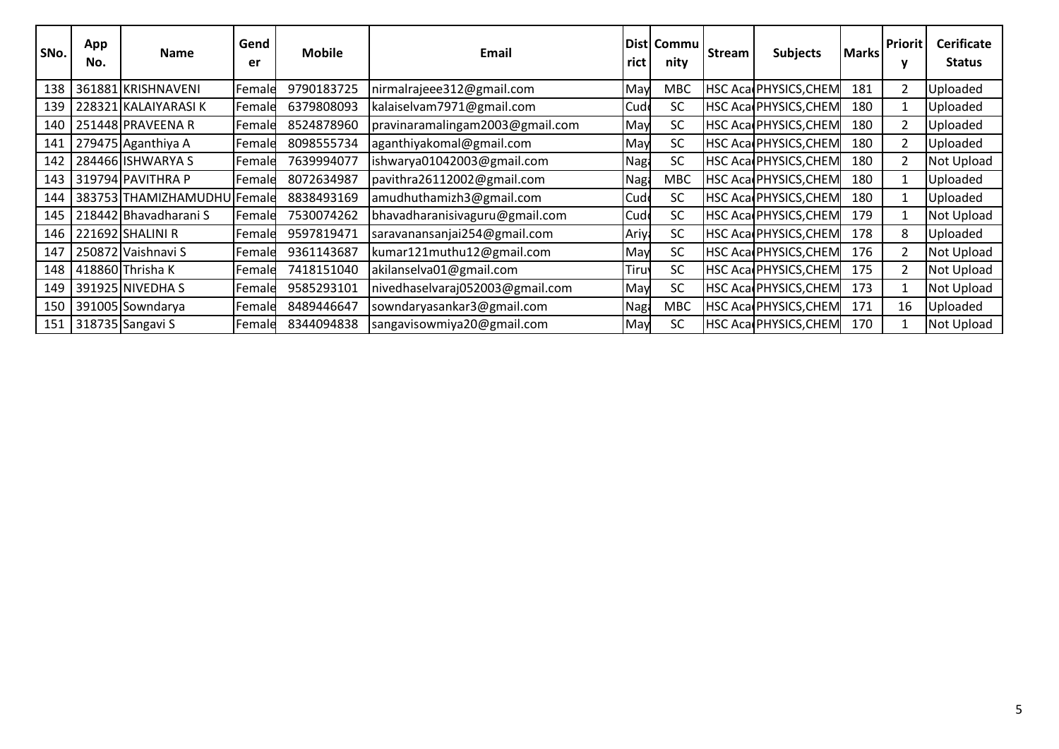| SNo. | App No. | Name | Gender | Mobile | Email | District | Community | Stream | Subjects | Marks | Priority | Cerificate Status |
|---|---|---|---|---|---|---|---|---|---|---|---|---|
| 138 | 361881 | KRISHNAVENI | Female | 9790183725 | nirmalrajeee312@gmail.com | May | MBC | HSC Aca | PHYSICS,CHEM | 181 | 2 | Uploaded |
| 139 | 228321 | KALAIYARASI K | Female | 6379808093 | kalaiselvam7971@gmail.com | Cud | SC | HSC Aca | PHYSICS,CHEM | 180 | 1 | Uploaded |
| 140 | 251448 | PRAVEENA R | Female | 8524878960 | pravinaramalingam2003@gmail.com | May | SC | HSC Aca | PHYSICS,CHEM | 180 | 2 | Uploaded |
| 141 | 279475 | Aganthiya A | Female | 8098555734 | aganthiyakomal@gmail.com | May | SC | HSC Aca | PHYSICS,CHEM | 180 | 2 | Uploaded |
| 142 | 284466 | ISHWARYA S | Female | 7639994077 | ishwarya01042003@gmail.com | Naga | SC | HSC Aca | PHYSICS,CHEM | 180 | 2 | Not Upload |
| 143 | 319794 | PAVITHRA P | Female | 8072634987 | pavithra26112002@gmail.com | Naga | MBC | HSC Aca | PHYSICS,CHEM | 180 | 1 | Uploaded |
| 144 | 383753 | THAMIZHAMUDHU | Female | 8838493169 | amudhuthamizh3@gmail.com | Cud | SC | HSC Aca | PHYSICS,CHEM | 180 | 1 | Uploaded |
| 145 | 218442 | Bhavadharani S | Female | 7530074262 | bhavadharanisivaguru@gmail.com | Cud | SC | HSC Aca | PHYSICS,CHEM | 179 | 1 | Not Upload |
| 146 | 221692 | SHALINI R | Female | 9597819471 | saravanansanjai254@gmail.com | Ariy | SC | HSC Aca | PHYSICS,CHEM | 178 | 8 | Uploaded |
| 147 | 250872 | Vaishnavi S | Female | 9361143687 | kumar121muthu12@gmail.com | May | SC | HSC Aca | PHYSICS,CHEM | 176 | 2 | Not Upload |
| 148 | 418860 | Thrisha K | Female | 7418151040 | akilanselva01@gmail.com | Tiru | SC | HSC Aca | PHYSICS,CHEM | 175 | 2 | Not Upload |
| 149 | 391925 | NIVEDHA S | Female | 9585293101 | nivedhaselvaraj052003@gmail.com | May | SC | HSC Aca | PHYSICS,CHEM | 173 | 1 | Not Upload |
| 150 | 391005 | Sowndarya | Female | 8489446647 | sowndaryasankar3@gmail.com | Naga | MBC | HSC Aca | PHYSICS,CHEM | 171 | 16 | Uploaded |
| 151 | 318735 | Sangavi S | Female | 8344094838 | sangavisowmiya20@gmail.com | May | SC | HSC Aca | PHYSICS,CHEM | 170 | 1 | Not Upload |